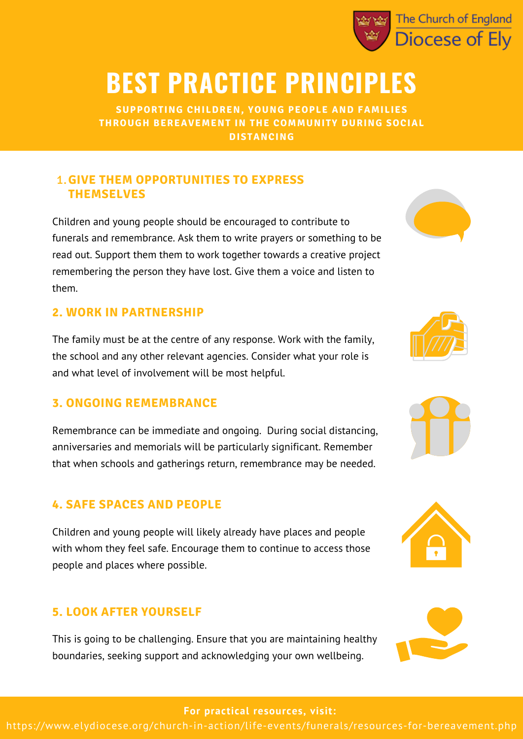The Church of England
Diocese of Ely

# BEST PRACTICE PRINCIPLES

**SUPPORTING CHILDREN, YOUNG PEOPLE AND FAMILIES THROUGH BEREAVEMENT IN THE COMMUNITY DURING SOCIAL DISTANCING**

## 1. GIVE THEM OPPORTUNITIES TO EXPRESS THEMSELVES

Children and young people should be encouraged to contribute to funerals and remembrance. Ask them to write prayers or something to be read out. Support them them to work together towards a creative project remembering the person they have lost. Give them a voice and listen to them.

## 2. WORK IN PARTNERSHIP

The family must be at the centre of any response. Work with the family, the school and any other relevant agencies. Consider what your role is and what level of involvement will be most helpful.

## 3. ONGOING REMEMBRANCE

Remembrance can be immediate and ongoing. During social distancing, anniversaries and memorials will be particularly significant. Remember that when schools and gatherings return, remembrance may be needed.

## 4. SAFE SPACES AND PEOPLE

Children and young people will likely already have places and people with whom they feel safe. Encourage them to continue to access those people and places where possible.

## 5. LOOK AFTER YOURSELF

This is going to be challenging. Ensure that you are maintaining healthy boundaries, seeking support and acknowledging your own wellbeing.

**For practical resources, visit:**
https://www.elydiocese.org/church-in-action/life-events/funerals/resources-for-bereavement.php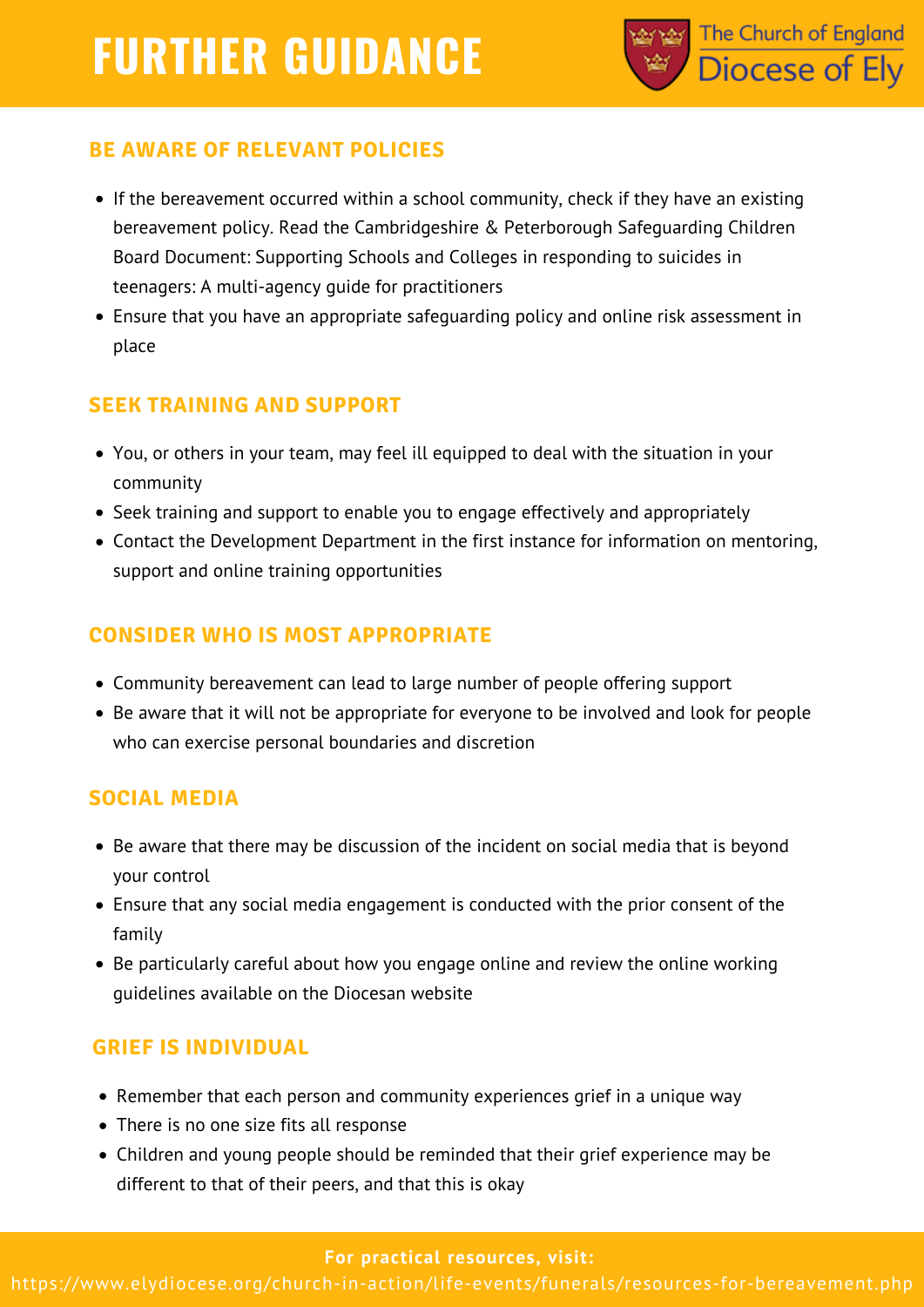# FURTHER GUIDANCE

The Church of England Diocese of Ely

## BE AWARE OF RELEVANT POLICIES

- If the bereavement occurred within a school community, check if they have an existing bereavement policy. Read the Cambridgeshire & Peterborough Safeguarding Children Board Document: Supporting Schools and Colleges in responding to suicides in teenagers: A multi-agency guide for practitioners
- Ensure that you have an appropriate safeguarding policy and online risk assessment in place

## SEEK TRAINING AND SUPPORT

- You, or others in your team, may feel ill equipped to deal with the situation in your community
- Seek training and support to enable you to engage effectively and appropriately
- Contact the Development Department in the first instance for information on mentoring, support and online training opportunities

## CONSIDER WHO IS MOST APPROPRIATE

- Community bereavement can lead to large number of people offering support
- Be aware that it will not be appropriate for everyone to be involved and look for people who can exercise personal boundaries and discretion

## SOCIAL MEDIA

- Be aware that there may be discussion of the incident on social media that is beyond your control
- Ensure that any social media engagement is conducted with the prior consent of the family
- Be particularly careful about how you engage online and review the online working guidelines available on the Diocesan website

## GRIEF IS INDIVIDUAL

- Remember that each person and community experiences grief in a unique way
- There is no one size fits all response
- Children and young people should be reminded that their grief experience may be different to that of their peers, and that this is okay

**For practical resources, visit:**

https://www.elydiocese.org/church-in-action/life-events/funerals/resources-for-bereavement.php